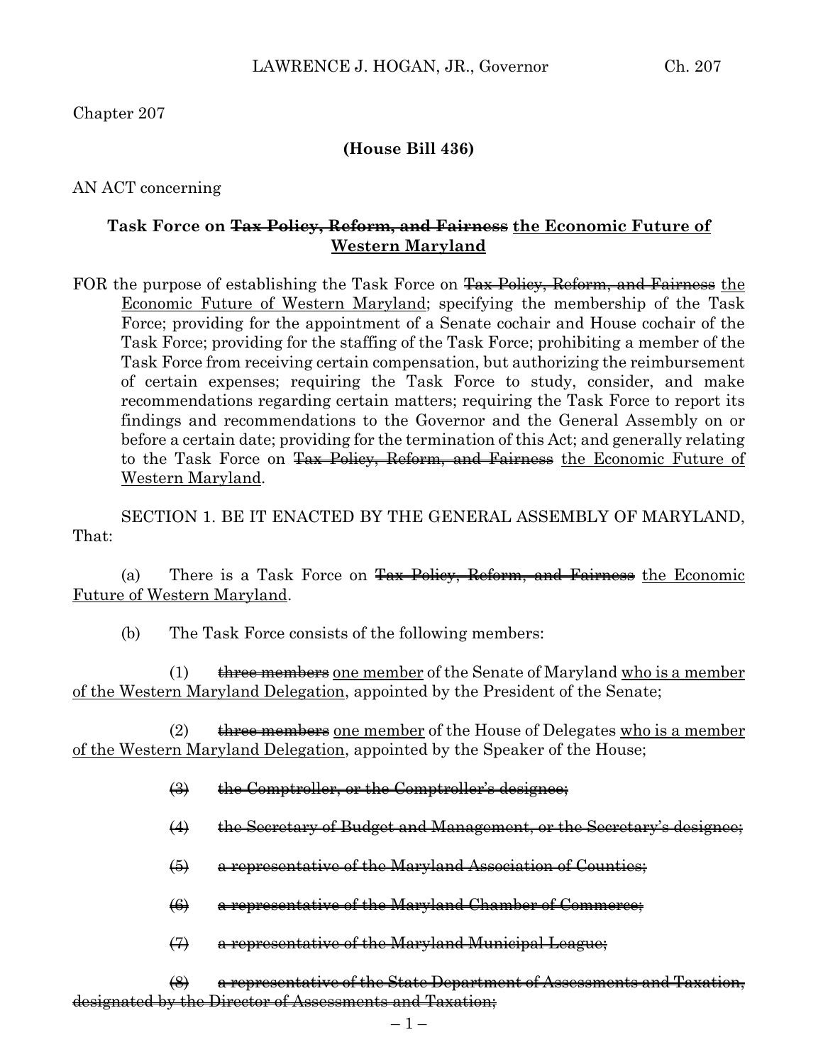Chapter 207

**(House Bill 436)**

AN ACT concerning

**Task Force on ~~Tax Policy, Reform, and Fairness~~ <u>the Economic Future of Western Maryland</u>**

FOR the purpose of establishing the Task Force on ~~Tax Policy, Reform, and Fairness~~ <u>the Economic Future of Western Maryland</u>; specifying the membership of the Task Force; providing for the appointment of a Senate cochair and House cochair of the Task Force; providing for the staffing of the Task Force; prohibiting a member of the Task Force from receiving certain compensation, but authorizing the reimbursement of certain expenses; requiring the Task Force to study, consider, and make recommendations regarding certain matters; requiring the Task Force to report its findings and recommendations to the Governor and the General Assembly on or before a certain date; providing for the termination of this Act; and generally relating to the Task Force on ~~Tax Policy, Reform, and Fairness~~ <u>the Economic Future of Western Maryland</u>.

SECTION 1. BE IT ENACTED BY THE GENERAL ASSEMBLY OF MARYLAND, That:

(a) There is a Task Force on ~~Tax Policy, Reform, and Fairness~~ <u>the Economic Future of Western Maryland</u>.

(b) The Task Force consists of the following members:

(1) ~~three members~~ <u>one member</u> of the Senate of Maryland <u>who is a member of the Western Maryland Delegation</u>, appointed by the President of the Senate;

(2) ~~three members~~ <u>one member</u> of the House of Delegates <u>who is a member of the Western Maryland Delegation</u>, appointed by the Speaker of the House;

~~(3) the Comptroller, or the Comptroller's designee;~~

~~(4) the Secretary of Budget and Management, or the Secretary's designee;~~

~~(5) a representative of the Maryland Association of Counties;~~

~~(6) a representative of the Maryland Chamber of Commerce;~~

~~(7) a representative of the Maryland Municipal League;~~

~~(8) a representative of the State Department of Assessments and Taxation, designated by the Director of Assessments and Taxation;~~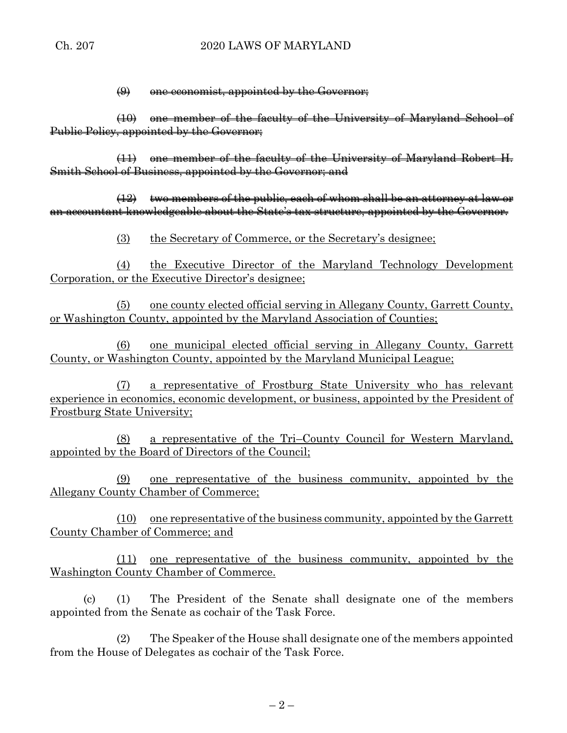~~(9) one economist, appointed by the Governor;~~

~~(10) one member of the faculty of the University of Maryland School of Public Policy, appointed by the Governor;~~

~~(11) one member of the faculty of the University of Maryland Robert H. Smith School of Business, appointed by the Governor; and~~

~~(12) two members of the public, each of whom shall be an attorney at law or an accountant knowledgeable about the State's tax structure, appointed by the Governor.~~

<u>(3) the Secretary of Commerce, or the Secretary's designee;</u>

<u>(4) the Executive Director of the Maryland Technology Development Corporation, or the Executive Director's designee;</u>

<u>(5) one county elected official serving in Allegany County, Garrett County, or Washington County, appointed by the Maryland Association of Counties;</u>

<u>(6) one municipal elected official serving in Allegany County, Garrett County, or Washington County, appointed by the Maryland Municipal League;</u>

<u>(7) a representative of Frostburg State University who has relevant experience in economics, economic development, or business, appointed by the President of Frostburg State University;</u>

<u>(8) a representative of the Tri–County Council for Western Maryland, appointed by the Board of Directors of the Council;</u>

<u>(9) one representative of the business community, appointed by the Allegany County Chamber of Commerce;</u>

<u>(10) one representative of the business community, appointed by the Garrett County Chamber of Commerce; and</u>

<u>(11) one representative of the business community, appointed by the Washington County Chamber of Commerce.</u>

(c) (1) The President of the Senate shall designate one of the members appointed from the Senate as cochair of the Task Force.

(2) The Speaker of the House shall designate one of the members appointed from the House of Delegates as cochair of the Task Force.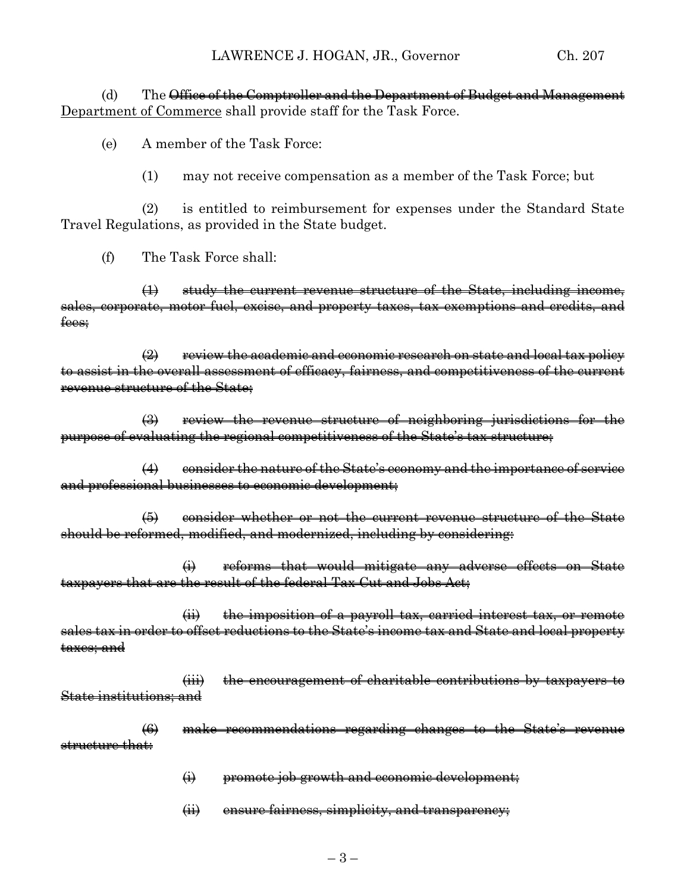(d) The ~~Office of the Comptroller and the Department of Budget and Management~~ <u>Department of Commerce</u> shall provide staff for the Task Force.

(e) A member of the Task Force:

(1) may not receive compensation as a member of the Task Force; but

(2) is entitled to reimbursement for expenses under the Standard State Travel Regulations, as provided in the State budget.

(f) The Task Force shall:

~~(1) study the current revenue structure of the State, including income, sales, corporate, motor fuel, excise, and property taxes, tax exemptions and credits, and fees;~~

~~(2) review the academic and economic research on state and local tax policy to assist in the overall assessment of efficacy, fairness, and competitiveness of the current revenue structure of the State;~~

~~(3) review the revenue structure of neighboring jurisdictions for the purpose of evaluating the regional competitiveness of the State's tax structure;~~

~~(4) consider the nature of the State's economy and the importance of service and professional businesses to economic development;~~

~~(5) consider whether or not the current revenue structure of the State should be reformed, modified, and modernized, including by considering:~~

~~(i) reforms that would mitigate any adverse effects on State taxpayers that are the result of the federal Tax Cut and Jobs Act;~~

~~(ii) the imposition of a payroll tax, carried interest tax, or remote sales tax in order to offset reductions to the State's income tax and State and local property taxes; and~~

~~(iii) the encouragement of charitable contributions by taxpayers to State institutions; and~~

~~(6) make recommendations regarding changes to the State's revenue structure that:~~

~~(i) promote job growth and economic development;~~

~~(ii) ensure fairness, simplicity, and transparency;~~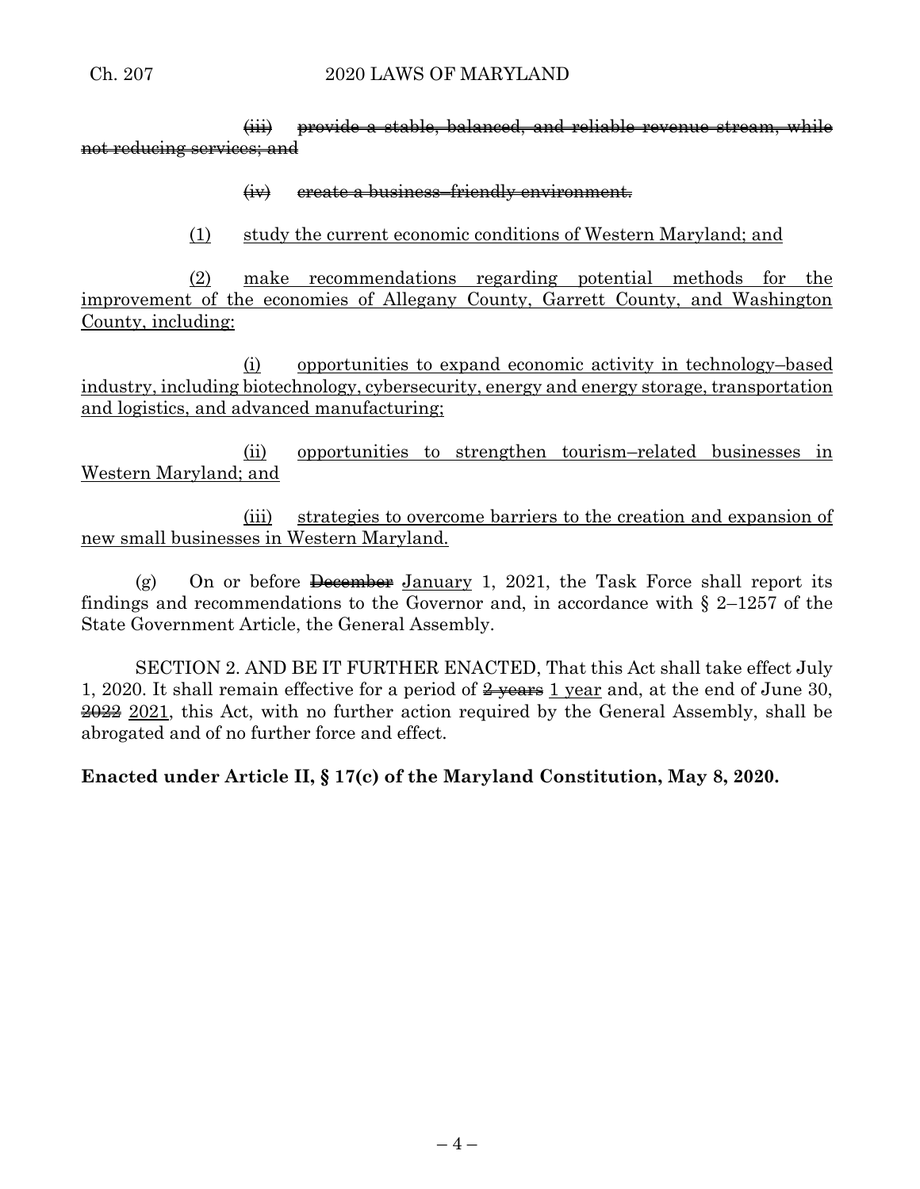~~(iii) provide a stable, balanced, and reliable revenue stream, while not reducing services; and~~

~~(iv) create a business–friendly environment.~~

<u>(1) study the current economic conditions of Western Maryland; and</u>

<u>(2) make recommendations regarding potential methods for the improvement of the economies of Allegany County, Garrett County, and Washington County, including:</u>

<u>(i) opportunities to expand economic activity in technology–based industry, including biotechnology, cybersecurity, energy and energy storage, transportation and logistics, and advanced manufacturing;</u>

<u>(ii) opportunities to strengthen tourism–related businesses in Western Maryland; and</u>

<u>(iii) strategies to overcome barriers to the creation and expansion of new small businesses in Western Maryland.</u>

(g) On or before ~~December~~ <u>January</u> 1, 2021, the Task Force shall report its findings and recommendations to the Governor and, in accordance with § 2–1257 of the State Government Article, the General Assembly.

SECTION 2. AND BE IT FURTHER ENACTED, That this Act shall take effect July 1, 2020. It shall remain effective for a period of ~~2 years~~ <u>1 year</u> and, at the end of June 30, ~~2022~~ <u>2021</u>, this Act, with no further action required by the General Assembly, shall be abrogated and of no further force and effect.

**Enacted under Article II, § 17(c) of the Maryland Constitution, May 8, 2020.**